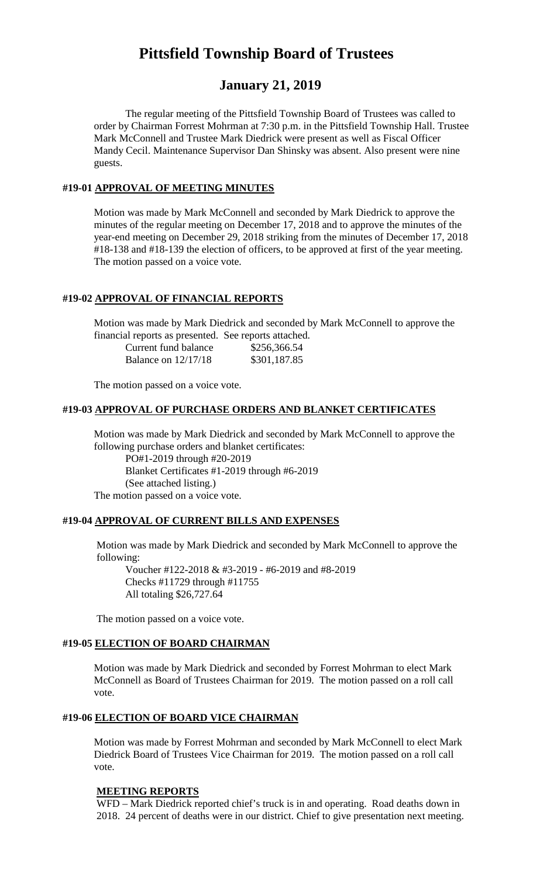# Pittsfield Township Board of Trustees

## January 21, 2019

The regular meeting of the Pittsfield Township Board of Trustees was called to order by Chairman Forrest Mohrman at 7:30 p.m. in the Pittsfield Township Hall. Trustee Mark McConnell and Trustee Mark Diedrick were present as well as Fiscal Officer Mandy Cecil. Maintenance Supervisor Dan Shinsky was absent. Also present were nine guests.

### #19-01 APPROVAL OF MEETING MINUTES

Motion was made by Mark McConnell and seconded by Mark Diedrick to approve the minutes of the regular meeting on December 17, 2018 and to approve the minutes of the year-end meeting on December 29, 2018 striking from the minutes of December 17, 2018 #18-138 and #18-139 the election of officers, to be approved at first of the year meeting. The motion passed on a voice vote.

### #19-02 APPROVAL OF FINANCIAL REPORTS

Motion was made by Mark Diedrick and seconded by Mark McConnell to approve the financial reports as presented. See reports attached.

| | |
|---|---|
| Current fund balance | $256,366.54 |
| Balance on 12/17/18 | $301,187.85 |

The motion passed on a voice vote.

### #19-03 APPROVAL OF PURCHASE ORDERS AND BLANKET CERTIFICATES

Motion was made by Mark Diedrick and seconded by Mark McConnell to approve the following purchase orders and blanket certificates:

PO#1-2019 through #20-2019
Blanket Certificates #1-2019 through #6-2019
(See attached listing.)

The motion passed on a voice vote.

### #19-04 APPROVAL OF CURRENT BILLS AND EXPENSES

Motion was made by Mark Diedrick and seconded by Mark McConnell to approve the following:

Voucher #122-2018 & #3-2019 - #6-2019 and #8-2019
Checks #11729 through #11755
All totaling $26,727.64

The motion passed on a voice vote.

### #19-05 ELECTION OF BOARD CHAIRMAN

Motion was made by Mark Diedrick and seconded by Forrest Mohrman to elect Mark McConnell as Board of Trustees Chairman for 2019. The motion passed on a roll call vote.

### #19-06 ELECTION OF BOARD VICE CHAIRMAN

Motion was made by Forrest Mohrman and seconded by Mark McConnell to elect Mark Diedrick Board of Trustees Vice Chairman for 2019. The motion passed on a roll call vote.

### MEETING REPORTS

WFD – Mark Diedrick reported chief's truck is in and operating. Road deaths down in 2018. 24 percent of deaths were in our district. Chief to give presentation next meeting.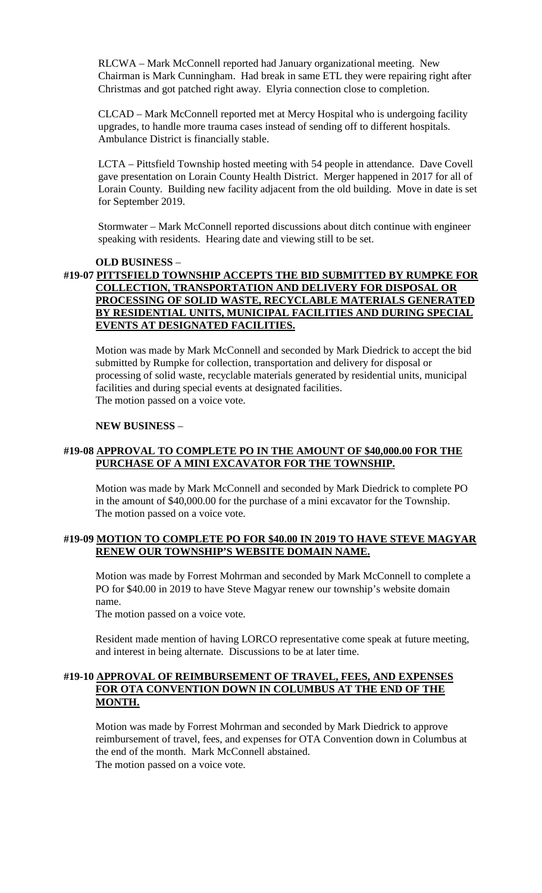RLCWA – Mark McConnell reported had January organizational meeting. New Chairman is Mark Cunningham. Had break in same ETL they were repairing right after Christmas and got patched right away. Elyria connection close to completion.

CLCAD – Mark McConnell reported met at Mercy Hospital who is undergoing facility upgrades, to handle more trauma cases instead of sending off to different hospitals. Ambulance District is financially stable.

LCTA – Pittsfield Township hosted meeting with 54 people in attendance. Dave Covell gave presentation on Lorain County Health District. Merger happened in 2017 for all of Lorain County. Building new facility adjacent from the old building. Move in date is set for September 2019.

Stormwater – Mark McConnell reported discussions about ditch continue with engineer speaking with residents. Hearing date and viewing still to be set.

**OLD BUSINESS** –

**#19-07 <u>PITTSFIELD TOWNSHIP ACCEPTS THE BID SUBMITTED BY RUMPKE FOR COLLECTION, TRANSPORTATION AND DELIVERY FOR DISPOSAL OR PROCESSING OF SOLID WASTE, RECYCLABLE MATERIALS GENERATED BY RESIDENTIAL UNITS, MUNICIPAL FACILITIES AND DURING SPECIAL EVENTS AT DESIGNATED FACILITIES.</u>**

Motion was made by Mark McConnell and seconded by Mark Diedrick to accept the bid submitted by Rumpke for collection, transportation and delivery for disposal or processing of solid waste, recyclable materials generated by residential units, municipal facilities and during special events at designated facilities.
The motion passed on a voice vote.

**NEW BUSINESS** –

**#19-08 <u>APPROVAL TO COMPLETE PO IN THE AMOUNT OF $40,000.00 FOR THE PURCHASE OF A MINI EXCAVATOR FOR THE TOWNSHIP.</u>**

Motion was made by Mark McConnell and seconded by Mark Diedrick to complete PO in the amount of $40,000.00 for the purchase of a mini excavator for the Township.
The motion passed on a voice vote.

**#19-09 <u>MOTION TO COMPLETE PO FOR $40.00 IN 2019 TO HAVE STEVE MAGYAR RENEW OUR TOWNSHIP'S WEBSITE DOMAIN NAME.</u>**

Motion was made by Forrest Mohrman and seconded by Mark McConnell to complete a PO for $40.00 in 2019 to have Steve Magyar renew our township's website domain name.
The motion passed on a voice vote.

Resident made mention of having LORCO representative come speak at future meeting, and interest in being alternate. Discussions to be at later time.

**#19-10 <u>APPROVAL OF REIMBURSEMENT OF TRAVEL, FEES, AND EXPENSES FOR OTA CONVENTION DOWN IN COLUMBUS AT THE END OF THE MONTH.</u>**

Motion was made by Forrest Mohrman and seconded by Mark Diedrick to approve reimbursement of travel, fees, and expenses for OTA Convention down in Columbus at the end of the month. Mark McConnell abstained.
The motion passed on a voice vote.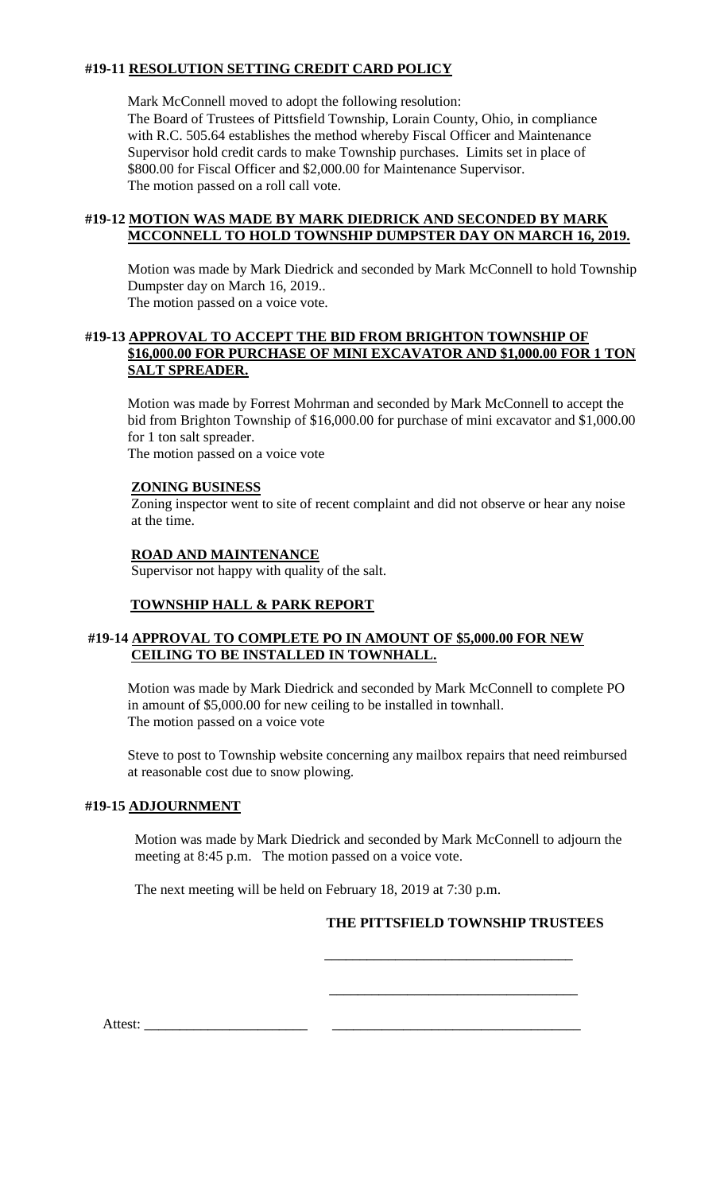**#19-11 RESOLUTION SETTING CREDIT CARD POLICY**

Mark McConnell moved to adopt the following resolution:
The Board of Trustees of Pittsfield Township, Lorain County, Ohio, in compliance with R.C. 505.64 establishes the method whereby Fiscal Officer and Maintenance Supervisor hold credit cards to make Township purchases. Limits set in place of \$800.00 for Fiscal Officer and \$2,000.00 for Maintenance Supervisor.
The motion passed on a roll call vote.

**#19-12 MOTION WAS MADE BY MARK DIEDRICK AND SECONDED BY MARK MCCONNELL TO HOLD TOWNSHIP DUMPSTER DAY ON MARCH 16, 2019.**

Motion was made by Mark Diedrick and seconded by Mark McConnell to hold Township Dumpster day on March 16, 2019..
The motion passed on a voice vote.

**#19-13 APPROVAL TO ACCEPT THE BID FROM BRIGHTON TOWNSHIP OF \$16,000.00 FOR PURCHASE OF MINI EXCAVATOR AND \$1,000.00 FOR 1 TON SALT SPREADER.**

Motion was made by Forrest Mohrman and seconded by Mark McConnell to accept the bid from Brighton Township of \$16,000.00 for purchase of mini excavator and \$1,000.00 for 1 ton salt spreader.
The motion passed on a voice vote

**ZONING BUSINESS**

Zoning inspector went to site of recent complaint and did not observe or hear any noise at the time.

**ROAD AND MAINTENANCE**

Supervisor not happy with quality of the salt.

**TOWNSHIP HALL & PARK REPORT**

**#19-14 APPROVAL TO COMPLETE PO IN AMOUNT OF \$5,000.00 FOR NEW CEILING TO BE INSTALLED IN TOWNHALL.**

Motion was made by Mark Diedrick and seconded by Mark McConnell to complete PO in amount of \$5,000.00 for new ceiling to be installed in townhall.
The motion passed on a voice vote

Steve to post to Township website concerning any mailbox repairs that need reimbursed at reasonable cost due to snow plowing.

**#19-15 ADJOURNMENT**

Motion was made by Mark Diedrick and seconded by Mark McConnell to adjourn the meeting at 8:45 p.m. The motion passed on a voice vote.

The next meeting will be held on February 18, 2019 at 7:30 p.m.

**THE PITTSFIELD TOWNSHIP TRUSTEES**

\_\_\_\_\_\_\_\_\_\_\_\_\_\_\_\_\_\_\_\_\_\_\_\_\_\_\_\_\_\_\_\_\_\_\_

\_\_\_\_\_\_\_\_\_\_\_\_\_\_\_\_\_\_\_\_\_\_\_\_\_\_\_\_\_\_\_\_\_\_\_

Attest: \_\_\_\_\_\_\_\_\_\_\_\_\_\_\_\_\_\_\_\_\_\_\_ \_\_\_\_\_\_\_\_\_\_\_\_\_\_\_\_\_\_\_\_\_\_\_\_\_\_\_\_\_\_\_\_\_\_\_